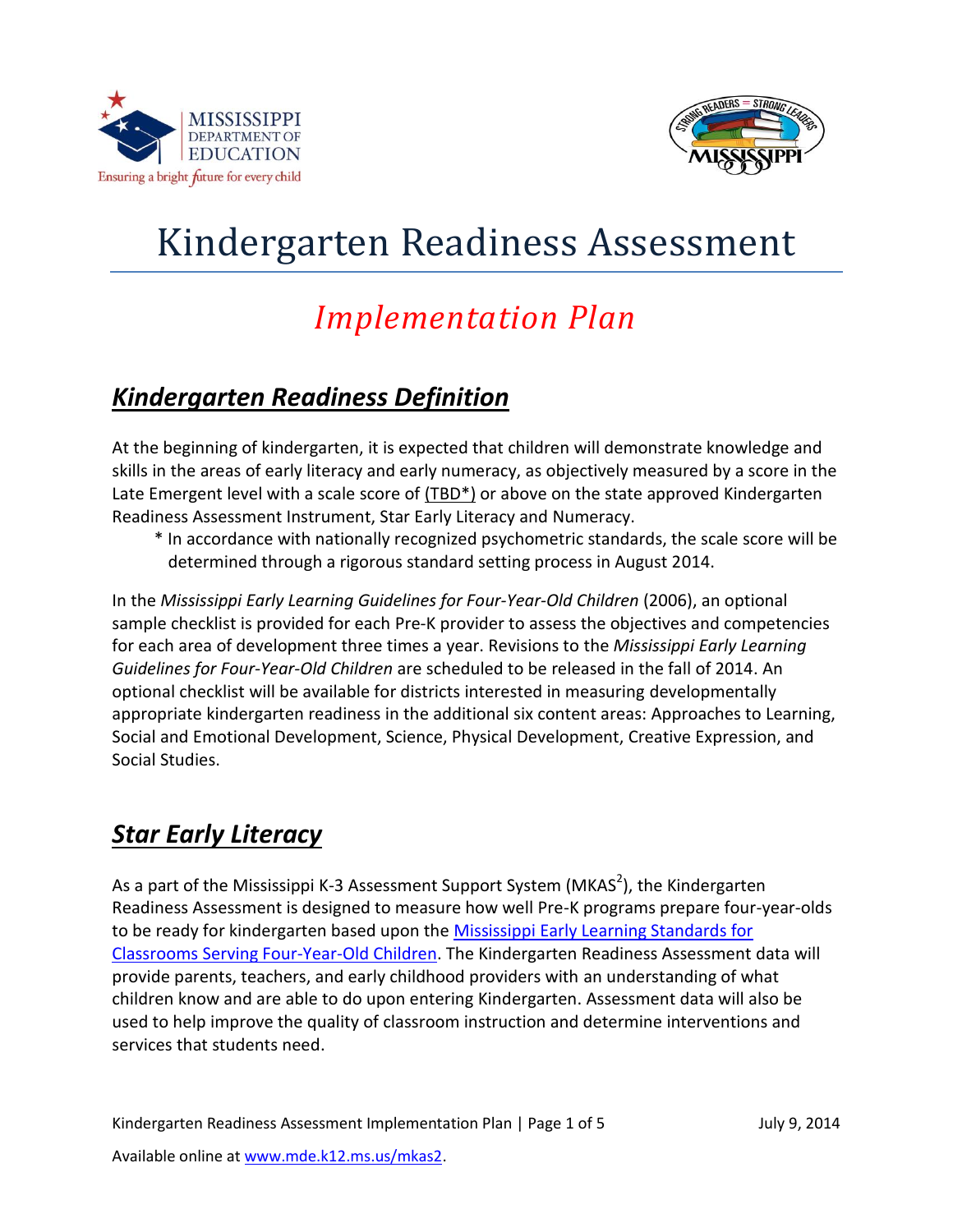# Kindergarten Readiness Assessment

## *Implementation Plan*

## ***Kindergarten Readiness Definition***

At the beginning of kindergarten, it is expected that children will demonstrate knowledge and skills in the areas of early literacy and early numeracy, as objectively measured by a score in the Late Emergent level with a scale score of (TBD*) or above on the state approved Kindergarten Readiness Assessment Instrument, Star Early Literacy and Numeracy.

* In accordance with nationally recognized psychometric standards, the scale score will be determined through a rigorous standard setting process in August 2014.

In the *Mississippi Early Learning Guidelines for Four-Year-Old Children* (2006), an optional sample checklist is provided for each Pre-K provider to assess the objectives and competencies for each area of development three times a year. Revisions to the *Mississippi Early Learning Guidelines for Four-Year-Old Children* are scheduled to be released in the fall of 2014. An optional checklist will be available for districts interested in measuring developmentally appropriate kindergarten readiness in the additional six content areas: Approaches to Learning, Social and Emotional Development, Science, Physical Development, Creative Expression, and Social Studies.

## ***Star Early Literacy***

As a part of the Mississippi K-3 Assessment Support System (MKAS$^2$), the Kindergarten Readiness Assessment is designed to measure how well Pre-K programs prepare four-year-olds to be ready for kindergarten based upon the Mississippi Early Learning Standards for Classrooms Serving Four-Year-Old Children. The Kindergarten Readiness Assessment data will provide parents, teachers, and early childhood providers with an understanding of what children know and are able to do upon entering Kindergarten. Assessment data will also be used to help improve the quality of classroom instruction and determine interventions and services that students need.

Available online at www.mde.k12.ms.us/mkas2.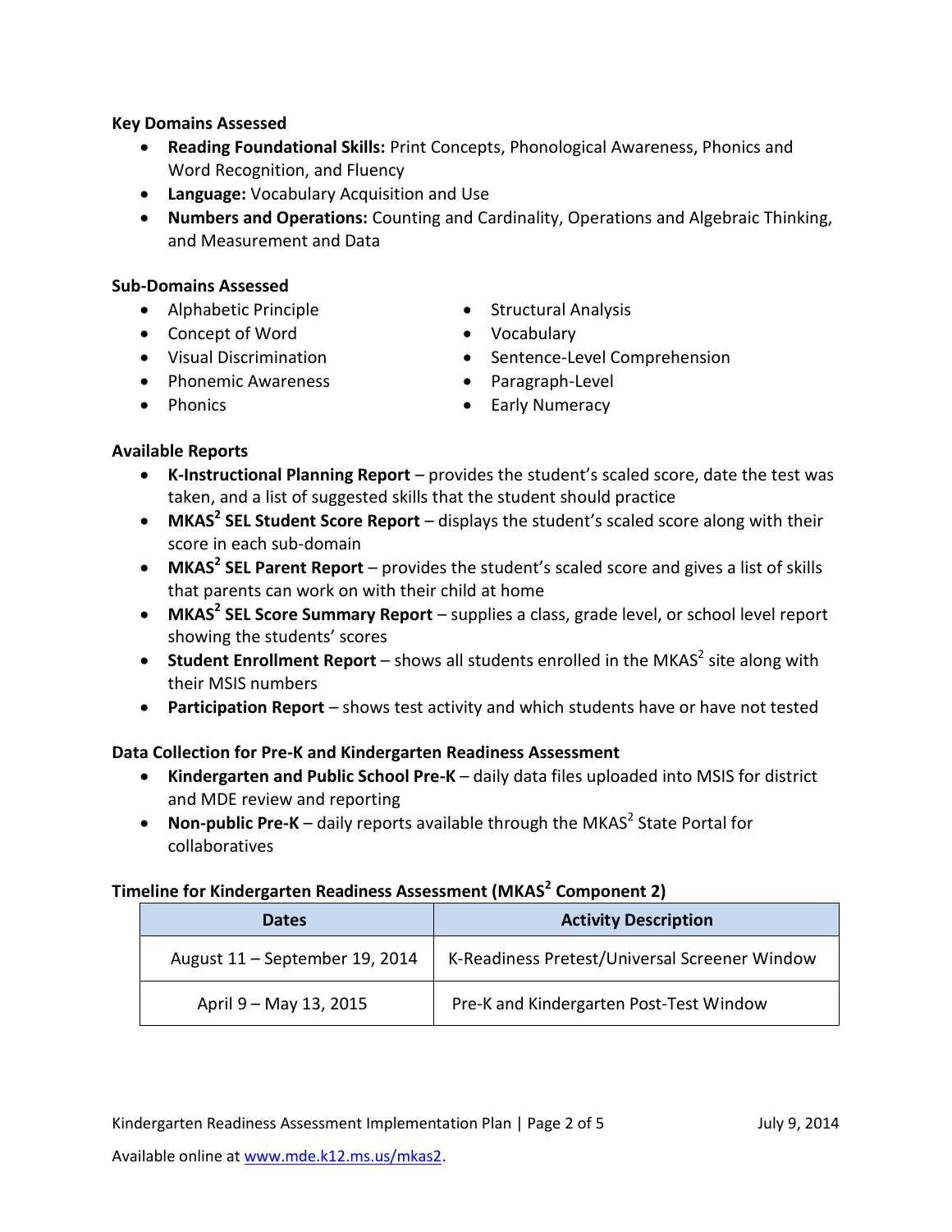**Key Domains Assessed**

- **Reading Foundational Skills:** Print Concepts, Phonological Awareness, Phonics and Word Recognition, and Fluency
- **Language:** Vocabulary Acquisition and Use
- **Numbers and Operations:** Counting and Cardinality, Operations and Algebraic Thinking, and Measurement and Data

**Sub-Domains Assessed**

- Alphabetic Principle
- Concept of Word
- Visual Discrimination
- Phonemic Awareness
- Phonics
- Structural Analysis
- Vocabulary
- Sentence-Level Comprehension
- Paragraph-Level
- Early Numeracy

**Available Reports**

- **K-Instructional Planning Report** – provides the student's scaled score, date the test was taken, and a list of suggested skills that the student should practice
- **MKAS$^2$ SEL Student Score Report** – displays the student's scaled score along with their score in each sub-domain
- **MKAS$^2$ SEL Parent Report** – provides the student's scaled score and gives a list of skills that parents can work on with their child at home
- **MKAS$^2$ SEL Score Summary Report** – supplies a class, grade level, or school level report showing the students' scores
- **Student Enrollment Report** – shows all students enrolled in the MKAS$^2$ site along with their MSIS numbers
- **Participation Report** – shows test activity and which students have or have not tested

**Data Collection for Pre-K and Kindergarten Readiness Assessment**

- **Kindergarten and Public School Pre-K** – daily data files uploaded into MSIS for district and MDE review and reporting
- **Non-public Pre-K** – daily reports available through the MKAS$^2$ State Portal for collaboratives

**Timeline for Kindergarten Readiness Assessment (MKAS$^2$ Component 2)**

| Dates | Activity Description |
| --- | --- |
| August 11 – September 19, 2014 | K-Readiness Pretest/Universal Screener Window |
| April 9 – May 13, 2015 | Pre-K and Kindergarten Post-Test Window |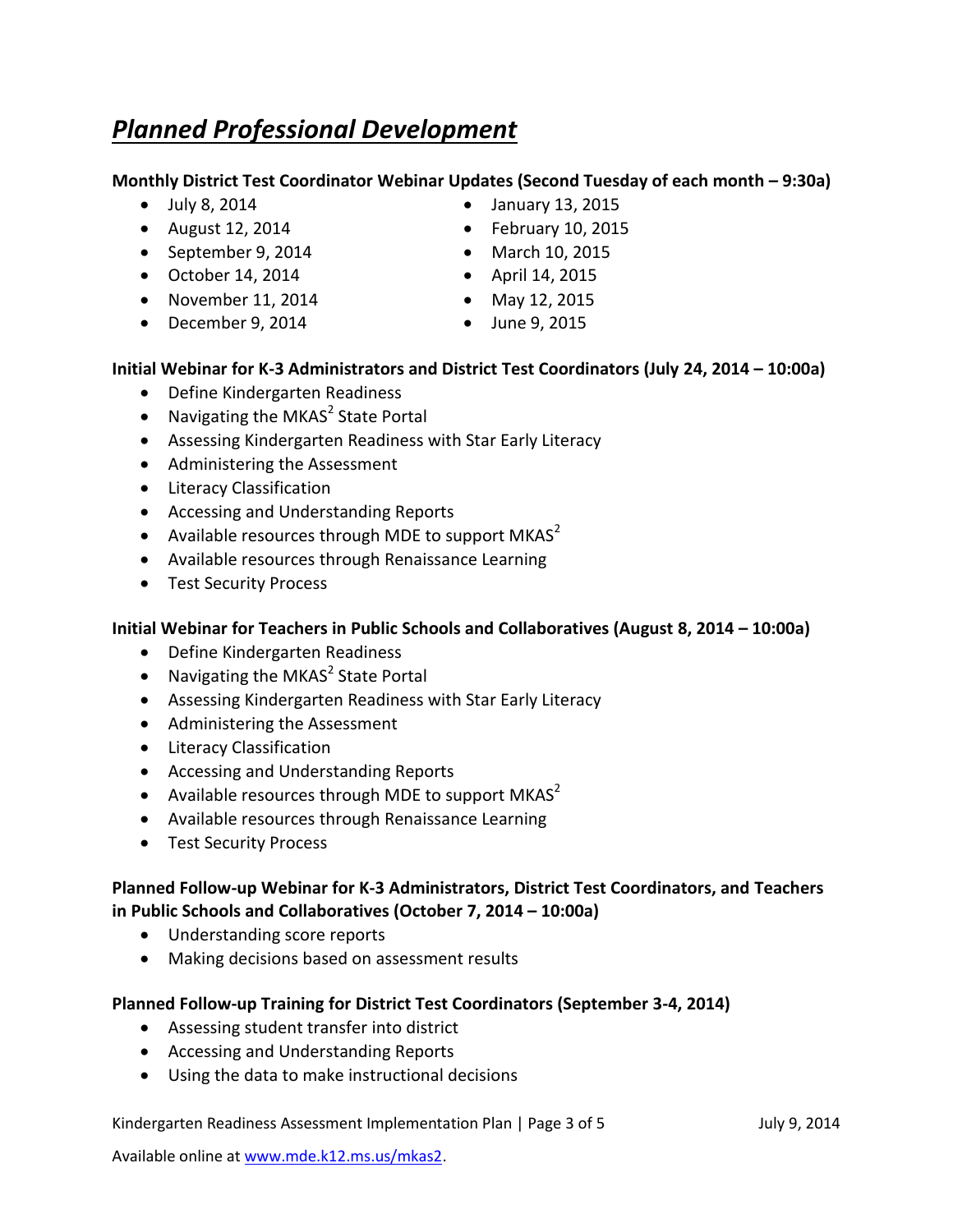# ***Planned Professional Development***

**Monthly District Test Coordinator Webinar Updates (Second Tuesday of each month – 9:30a)**

- July 8, 2014
- August 12, 2014
- September 9, 2014
- October 14, 2014
- November 11, 2014
- December 9, 2014
- January 13, 2015
- February 10, 2015
- March 10, 2015
- April 14, 2015
- May 12, 2015
- June 9, 2015

**Initial Webinar for K-3 Administrators and District Test Coordinators (July 24, 2014 – 10:00a)**

- Define Kindergarten Readiness
- Navigating the MKAS$^2$ State Portal
- Assessing Kindergarten Readiness with Star Early Literacy
- Administering the Assessment
- Literacy Classification
- Accessing and Understanding Reports
- Available resources through MDE to support MKAS$^2$
- Available resources through Renaissance Learning
- Test Security Process

**Initial Webinar for Teachers in Public Schools and Collaboratives (August 8, 2014 – 10:00a)**

- Define Kindergarten Readiness
- Navigating the MKAS$^2$ State Portal
- Assessing Kindergarten Readiness with Star Early Literacy
- Administering the Assessment
- Literacy Classification
- Accessing and Understanding Reports
- Available resources through MDE to support MKAS$^2$
- Available resources through Renaissance Learning
- Test Security Process

**Planned Follow-up Webinar for K-3 Administrators, District Test Coordinators, and Teachers in Public Schools and Collaboratives (October 7, 2014 – 10:00a)**

- Understanding score reports
- Making decisions based on assessment results

**Planned Follow-up Training for District Test Coordinators (September 3-4, 2014)**

- Assessing student transfer into district
- Accessing and Understanding Reports
- Using the data to make instructional decisions

Available online at www.mde.k12.ms.us/mkas2.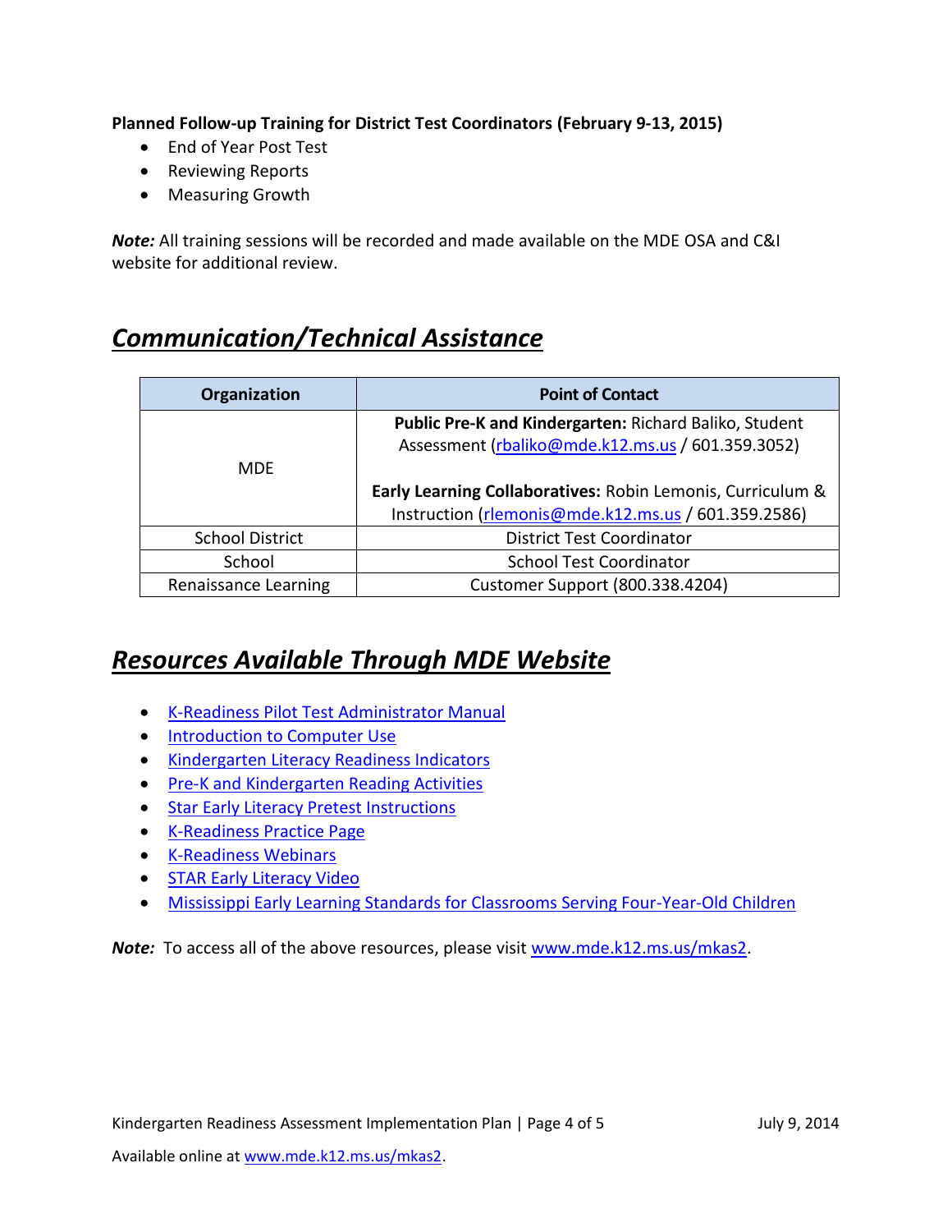**Planned Follow-up Training for District Test Coordinators (February 9-13, 2015)**

- End of Year Post Test
- Reviewing Reports
- Measuring Growth

***Note:*** All training sessions will be recorded and made available on the MDE OSA and C&I website for additional review.

## ***Communication/Technical Assistance***

| Organization | Point of Contact |
| --- | --- |
| MDE | **Public Pre-K and Kindergarten:** Richard Baliko, Student Assessment (rbaliko@mde.k12.ms.us / 601.359.3052)<br><br>**Early Learning Collaboratives:** Robin Lemonis, Curriculum & Instruction (rlemonis@mde.k12.ms.us / 601.359.2586) |
| School District | District Test Coordinator |
| School | School Test Coordinator |
| Renaissance Learning | Customer Support (800.338.4204) |

## ***Resources Available Through MDE Website***

- K-Readiness Pilot Test Administrator Manual
- Introduction to Computer Use
- Kindergarten Literacy Readiness Indicators
- Pre-K and Kindergarten Reading Activities
- Star Early Literacy Pretest Instructions
- K-Readiness Practice Page
- K-Readiness Webinars
- STAR Early Literacy Video
- Mississippi Early Learning Standards for Classrooms Serving Four-Year-Old Children

***Note:*** To access all of the above resources, please visit www.mde.k12.ms.us/mkas2.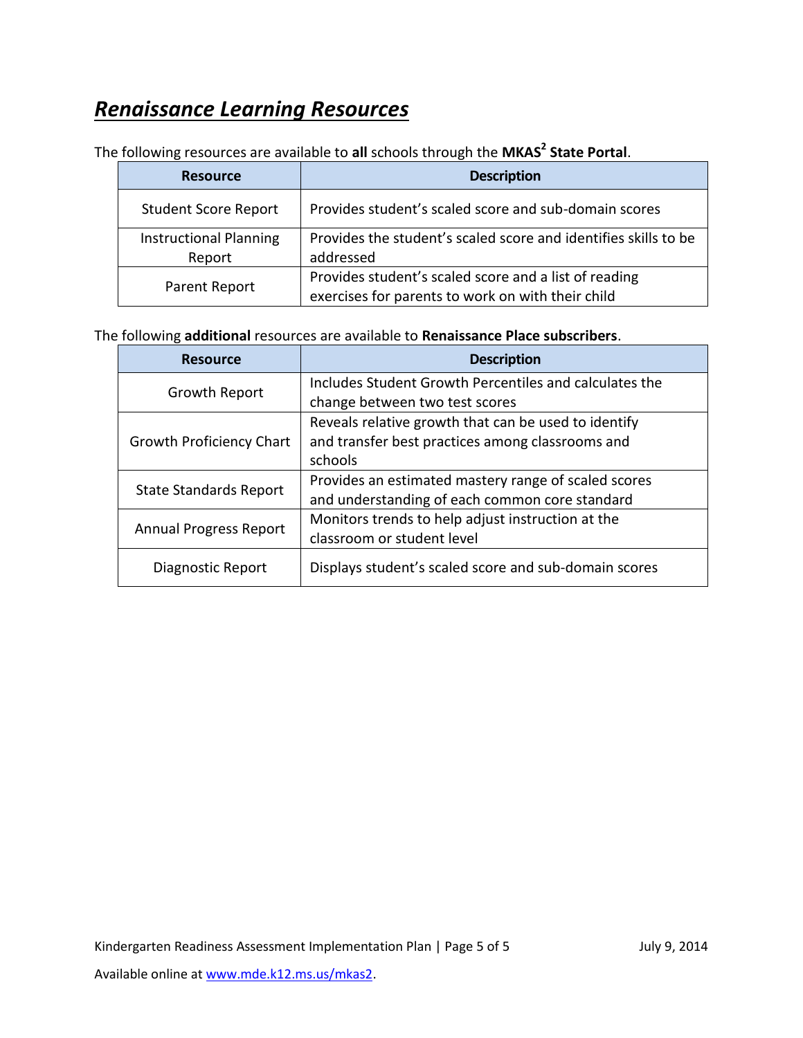## ***Renaissance Learning Resources***

The following resources are available to **all** schools through the **MKAS² State Portal**.

| Resource | Description |
|---|---|
| Student Score Report | Provides student's scaled score and sub-domain scores |
| Instructional Planning Report | Provides the student's scaled score and identifies skills to be addressed |
| Parent Report | Provides student's scaled score and a list of reading exercises for parents to work on with their child |

The following **additional** resources are available to **Renaissance Place subscribers**.

| Resource | Description |
|---|---|
| Growth Report | Includes Student Growth Percentiles and calculates the change between two test scores |
| Growth Proficiency Chart | Reveals relative growth that can be used to identify and transfer best practices among classrooms and schools |
| State Standards Report | Provides an estimated mastery range of scaled scores and understanding of each common core standard |
| Annual Progress Report | Monitors trends to help adjust instruction at the classroom or student level |
| Diagnostic Report | Displays student's scaled score and sub-domain scores |